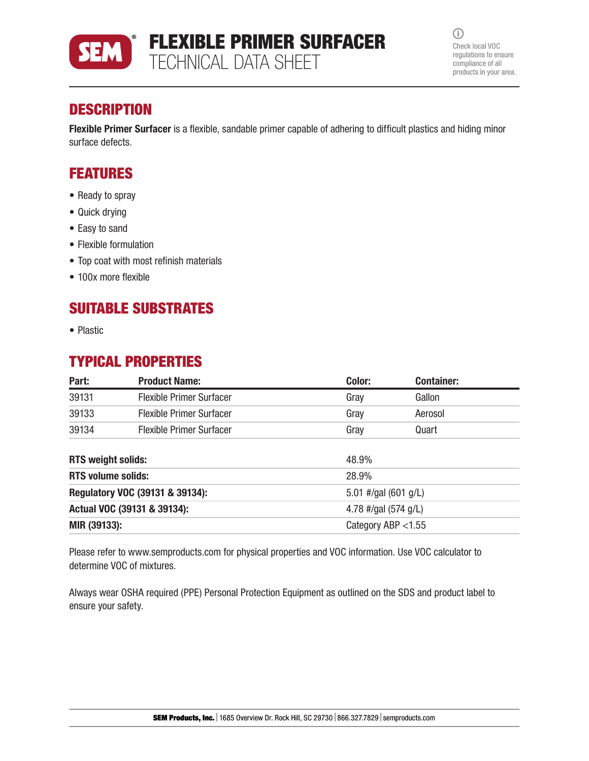# FLEXIBLE PRIMER SURFACER
TECHNICAL DATA SHEET

Check local VOC regulations to ensure compliance of all products in your area.

## DESCRIPTION

**Flexible Primer Surfacer** is a flexible, sandable primer capable of adhering to difficult plastics and hiding minor surface defects.

## FEATURES

- Ready to spray
- Quick drying
- Easy to sand
- Flexible formulation
- Top coat with most refinish materials
- 100x more flexible

## SUITABLE SUBSTRATES

- Plastic

## TYPICAL PROPERTIES

| Part: | Product Name: | Color: | Container: |
|---|---|---|---|
| 39131 | Flexible Primer Surfacer | Gray | Gallon |
| 39133 | Flexible Primer Surfacer | Gray | Aerosol |
| 39134 | Flexible Primer Surfacer | Gray | Quart |

| | |
|---|---|
| **RTS weight solids:** | 48.9% |
| **RTS volume solids:** | 28.9% |
| **Regulatory VOC (39131 & 39134):** | 5.01 #/gal (601 g/L) |
| **Actual VOC (39131 & 39134):** | 4.78 #/gal (574 g/L) |
| **MIR (39133):** | Category ABP <1.55 |

Please refer to www.semproducts.com for physical properties and VOC information. Use VOC calculator to determine VOC of mixtures.

Always wear OSHA required (PPE) Personal Protection Equipment as outlined on the SDS and product label to ensure your safety.

**SEM Products, Inc.** | 1685 Overview Dr. Rock Hill, SC 29730 | 866.327.7829 | semproducts.com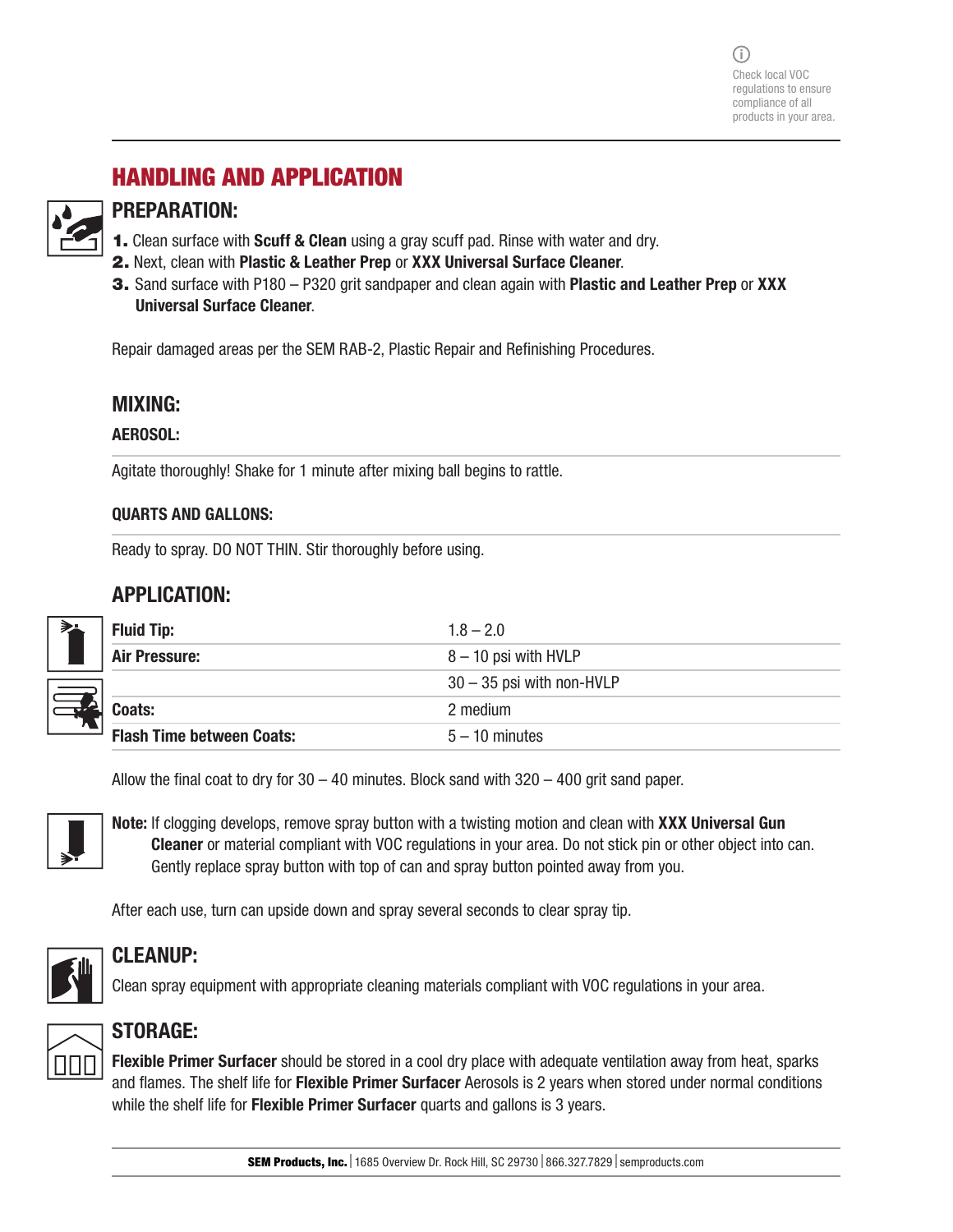Check local VOC regulations to ensure compliance of all products in your area.

## HANDLING AND APPLICATION

### PREPARATION:

1. Clean surface with **Scuff & Clean** using a gray scuff pad. Rinse with water and dry.
2. Next, clean with **Plastic & Leather Prep** or **XXX Universal Surface Cleaner**.
3. Sand surface with P180 – P320 grit sandpaper and clean again with **Plastic and Leather Prep** or **XXX Universal Surface Cleaner**.

Repair damaged areas per the SEM RAB-2, Plastic Repair and Refinishing Procedures.

### MIXING:

**AEROSOL:**

Agitate thoroughly! Shake for 1 minute after mixing ball begins to rattle.

**QUARTS AND GALLONS:**

Ready to spray. DO NOT THIN. Stir thoroughly before using.

### APPLICATION:

| | |
|---|---|
| **Fluid Tip:** | 1.8 – 2.0 |
| **Air Pressure:** | 8 – 10 psi with HVLP |
| | 30 – 35 psi with non-HVLP |
| **Coats:** | 2 medium |
| **Flash Time between Coats:** | 5 – 10 minutes |

Allow the final coat to dry for 30 – 40 minutes. Block sand with 320 – 400 grit sand paper.

**Note:** If clogging develops, remove spray button with a twisting motion and clean with **XXX Universal Gun Cleaner** or material compliant with VOC regulations in your area. Do not stick pin or other object into can. Gently replace spray button with top of can and spray button pointed away from you.

After each use, turn can upside down and spray several seconds to clear spray tip.

### CLEANUP:

Clean spray equipment with appropriate cleaning materials compliant with VOC regulations in your area.

### STORAGE:

**Flexible Primer Surfacer** should be stored in a cool dry place with adequate ventilation away from heat, sparks and flames. The shelf life for **Flexible Primer Surfacer** Aerosols is 2 years when stored under normal conditions while the shelf life for **Flexible Primer Surfacer** quarts and gallons is 3 years.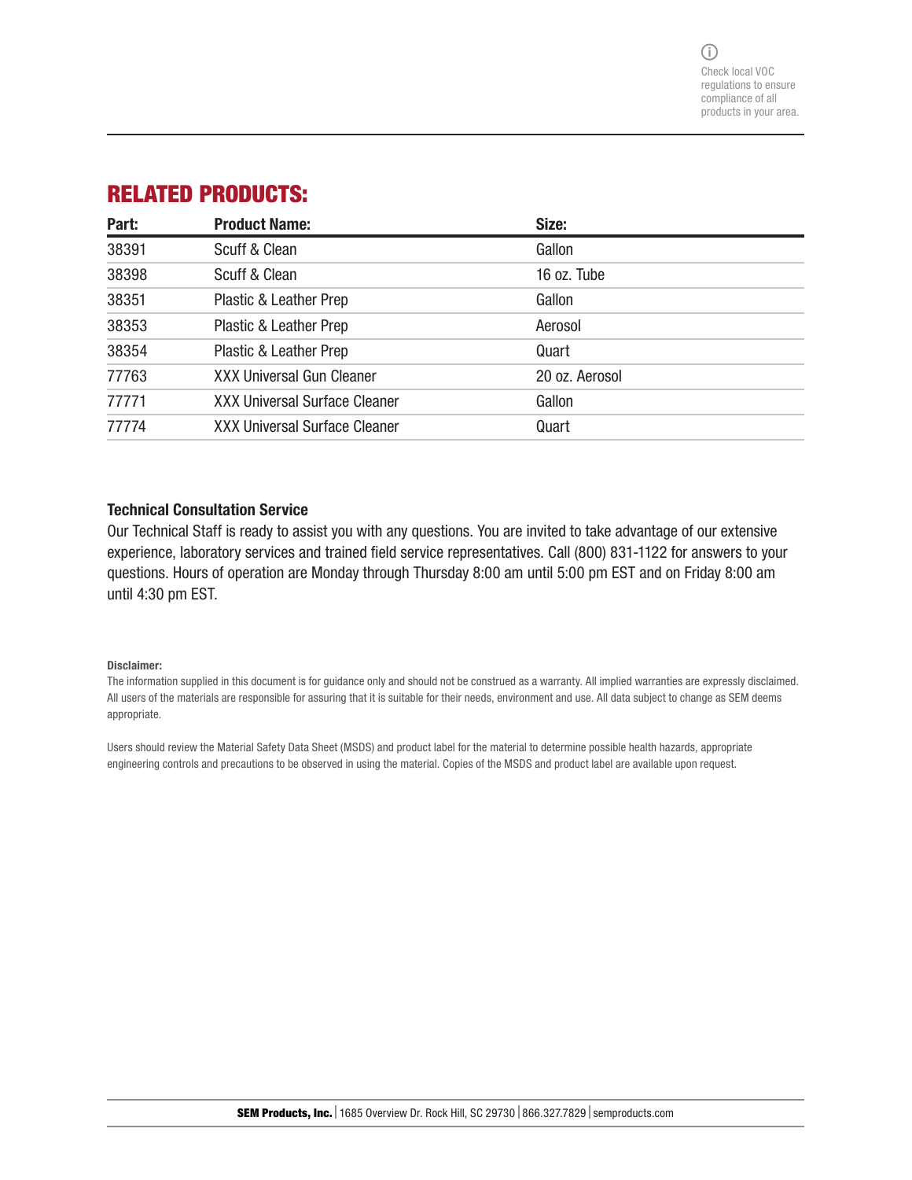Check local VOC regulations to ensure compliance of all products in your area.

## RELATED PRODUCTS:

| Part: | Product Name: | Size: |
|---|---|---|
| 38391 | Scuff & Clean | Gallon |
| 38398 | Scuff & Clean | 16 oz. Tube |
| 38351 | Plastic & Leather Prep | Gallon |
| 38353 | Plastic & Leather Prep | Aerosol |
| 38354 | Plastic & Leather Prep | Quart |
| 77763 | XXX Universal Gun Cleaner | 20 oz. Aerosol |
| 77771 | XXX Universal Surface Cleaner | Gallon |
| 77774 | XXX Universal Surface Cleaner | Quart |

### Technical Consultation Service

Our Technical Staff is ready to assist you with any questions. You are invited to take advantage of our extensive experience, laboratory services and trained field service representatives. Call (800) 831-1122 for answers to your questions. Hours of operation are Monday through Thursday 8:00 am until 5:00 pm EST and on Friday 8:00 am until 4:30 pm EST.

**Disclaimer:**

The information supplied in this document is for guidance only and should not be construed as a warranty. All implied warranties are expressly disclaimed. All users of the materials are responsible for assuring that it is suitable for their needs, environment and use. All data subject to change as SEM deems appropriate.

Users should review the Material Safety Data Sheet (MSDS) and product label for the material to determine possible health hazards, appropriate engineering controls and precautions to be observed in using the material. Copies of the MSDS and product label are available upon request.

**SEM Products, Inc.** | 1685 Overview Dr. Rock Hill, SC 29730 | 866.327.7829 | semproducts.com